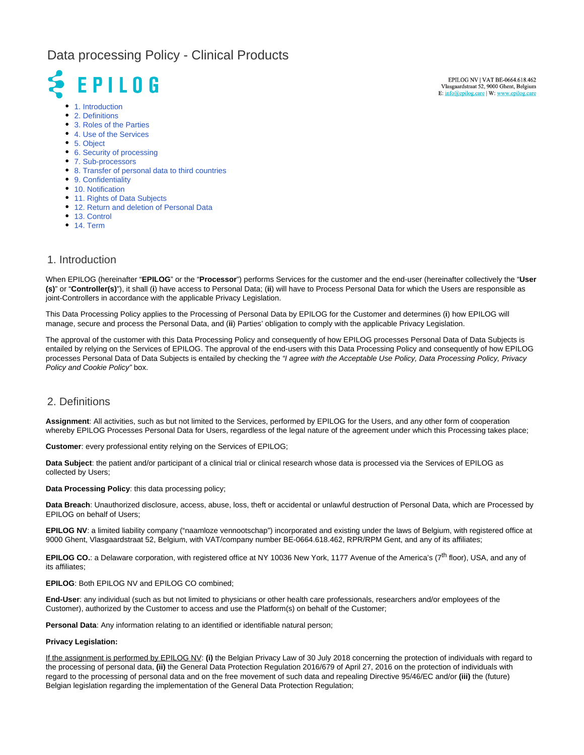# Data processing Policy - Clinical Products

EPILOG

EPILOG NV | VAT BE-0664.618.462
Vlasgaardstraat 52, 9000 Ghent, Belgium
E: info@epilog.care | W: www.epilog.care

- 1. Introduction
- 2. Definitions
- 3. Roles of the Parties
- 4. Use of the Services
- 5. Object
- 6. Security of processing
- 7. Sub-processors
- 8. Transfer of personal data to third countries
- 9. Confidentiality
- 10. Notification
- 11. Rights of Data Subjects
- 12. Return and deletion of Personal Data
- 13. Control
- 14. Term

## 1. Introduction

When EPILOG (hereinafter "**EPILOG**" or the "**Processor**") performs Services for the customer and the end-user (hereinafter collectively the "**User (s)**" or "**Controller(s)**"), it shall (**i**) have access to Personal Data; (**ii**) will have to Process Personal Data for which the Users are responsible as joint-Controllers in accordance with the applicable Privacy Legislation.

This Data Processing Policy applies to the Processing of Personal Data by EPILOG for the Customer and determines (**i**) how EPILOG will manage, secure and process the Personal Data, and (**ii**) Parties' obligation to comply with the applicable Privacy Legislation.

The approval of the customer with this Data Processing Policy and consequently of how EPILOG processes Personal Data of Data Subjects is entailed by relying on the Services of EPILOG. The approval of the end-users with this Data Processing Policy and consequently of how EPILOG processes Personal Data of Data Subjects is entailed by checking the *"I agree with the Acceptable Use Policy, Data Processing Policy, Privacy Policy and Cookie Policy"* box.

## 2. Definitions

**Assignment**: All activities, such as but not limited to the Services, performed by EPILOG for the Users, and any other form of cooperation whereby EPILOG Processes Personal Data for Users, regardless of the legal nature of the agreement under which this Processing takes place;

**Customer**: every professional entity relying on the Services of EPILOG;

**Data Subject**: the patient and/or participant of a clinical trial or clinical research whose data is processed via the Services of EPILOG as collected by Users;

**Data Processing Policy**: this data processing policy;

**Data Breach**: Unauthorized disclosure, access, abuse, loss, theft or accidental or unlawful destruction of Personal Data, which are Processed by EPILOG on behalf of Users;

**EPILOG NV**: a limited liability company ("naamloze vennootschap") incorporated and existing under the laws of Belgium, with registered office at 9000 Ghent, Vlasgaardstraat 52, Belgium, with VAT/company number BE-0664.618.462, RPR/RPM Gent, and any of its affiliates;

**EPILOG CO.**: a Delaware corporation, with registered office at NY 10036 New York, 1177 Avenue of the America's (7th floor), USA, and any of its affiliates;

**EPILOG**: Both EPILOG NV and EPILOG CO combined;

**End-User**: any individual (such as but not limited to physicians or other health care professionals, researchers and/or employees of the Customer), authorized by the Customer to access and use the Platform(s) on behalf of the Customer;

**Personal Data**: Any information relating to an identified or identifiable natural person;

**Privacy Legislation:**

<u>If the assignment is performed by EPILOG NV</u>: **(i)** the Belgian Privacy Law of 30 July 2018 concerning the protection of individuals with regard to the processing of personal data, **(ii)** the General Data Protection Regulation 2016/679 of April 27, 2016 on the protection of individuals with regard to the processing of personal data and on the free movement of such data and repealing Directive 95/46/EC and/or **(iii)** the (future) Belgian legislation regarding the implementation of the General Data Protection Regulation;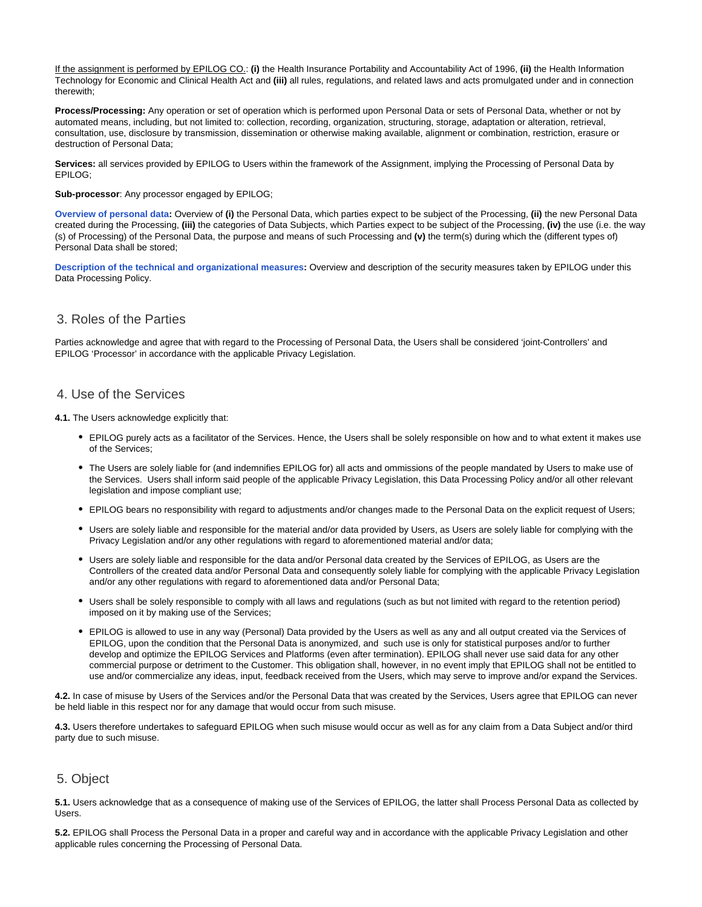If the assignment is performed by EPILOG CO.: **(i)** the Health Insurance Portability and Accountability Act of 1996, **(ii)** the Health Information Technology for Economic and Clinical Health Act and **(iii)** all rules, regulations, and related laws and acts promulgated under and in connection therewith;

**Process/Processing:** Any operation or set of operation which is performed upon Personal Data or sets of Personal Data, whether or not by automated means, including, but not limited to: collection, recording, organization, structuring, storage, adaptation or alteration, retrieval, consultation, use, disclosure by transmission, dissemination or otherwise making available, alignment or combination, restriction, erasure or destruction of Personal Data;

**Services:** all services provided by EPILOG to Users within the framework of the Assignment, implying the Processing of Personal Data by EPILOG;

**Sub-processor**: Any processor engaged by EPILOG;

**Overview of personal data:** Overview of **(i)** the Personal Data, which parties expect to be subject of the Processing, **(ii)** the new Personal Data created during the Processing, **(iii)** the categories of Data Subjects, which Parties expect to be subject of the Processing, **(iv)** the use (i.e. the way (s) of Processing) of the Personal Data, the purpose and means of such Processing and **(v)** the term(s) during which the (different types of) Personal Data shall be stored;

**Description of the technical and organizational measures:** Overview and description of the security measures taken by EPILOG under this Data Processing Policy.

## 3. Roles of the Parties

Parties acknowledge and agree that with regard to the Processing of Personal Data, the Users shall be considered 'joint-Controllers' and EPILOG 'Processor' in accordance with the applicable Privacy Legislation.

## 4. Use of the Services

**4.1.** The Users acknowledge explicitly that:

- EPILOG purely acts as a facilitator of the Services. Hence, the Users shall be solely responsible on how and to what extent it makes use of the Services;
- The Users are solely liable for (and indemnifies EPILOG for) all acts and ommissions of the people mandated by Users to make use of the Services. Users shall inform said people of the applicable Privacy Legislation, this Data Processing Policy and/or all other relevant legislation and impose compliant use;
- EPILOG bears no responsibility with regard to adjustments and/or changes made to the Personal Data on the explicit request of Users;
- Users are solely liable and responsible for the material and/or data provided by Users, as Users are solely liable for complying with the Privacy Legislation and/or any other regulations with regard to aforementioned material and/or data;
- Users are solely liable and responsible for the data and/or Personal data created by the Services of EPILOG, as Users are the Controllers of the created data and/or Personal Data and consequently solely liable for complying with the applicable Privacy Legislation and/or any other regulations with regard to aforementioned data and/or Personal Data;
- Users shall be solely responsible to comply with all laws and regulations (such as but not limited with regard to the retention period) imposed on it by making use of the Services;
- EPILOG is allowed to use in any way (Personal) Data provided by the Users as well as any and all output created via the Services of EPILOG, upon the condition that the Personal Data is anonymized, and such use is only for statistical purposes and/or to further develop and optimize the EPILOG Services and Platforms (even after termination). EPILOG shall never use said data for any other commercial purpose or detriment to the Customer. This obligation shall, however, in no event imply that EPILOG shall not be entitled to use and/or commercialize any ideas, input, feedback received from the Users, which may serve to improve and/or expand the Services.

**4.2.** In case of misuse by Users of the Services and/or the Personal Data that was created by the Services, Users agree that EPILOG can never be held liable in this respect nor for any damage that would occur from such misuse.

**4.3.** Users therefore undertakes to safeguard EPILOG when such misuse would occur as well as for any claim from a Data Subject and/or third party due to such misuse.

## 5. Object

**5.1.** Users acknowledge that as a consequence of making use of the Services of EPILOG, the latter shall Process Personal Data as collected by Users.

**5.2.** EPILOG shall Process the Personal Data in a proper and careful way and in accordance with the applicable Privacy Legislation and other applicable rules concerning the Processing of Personal Data.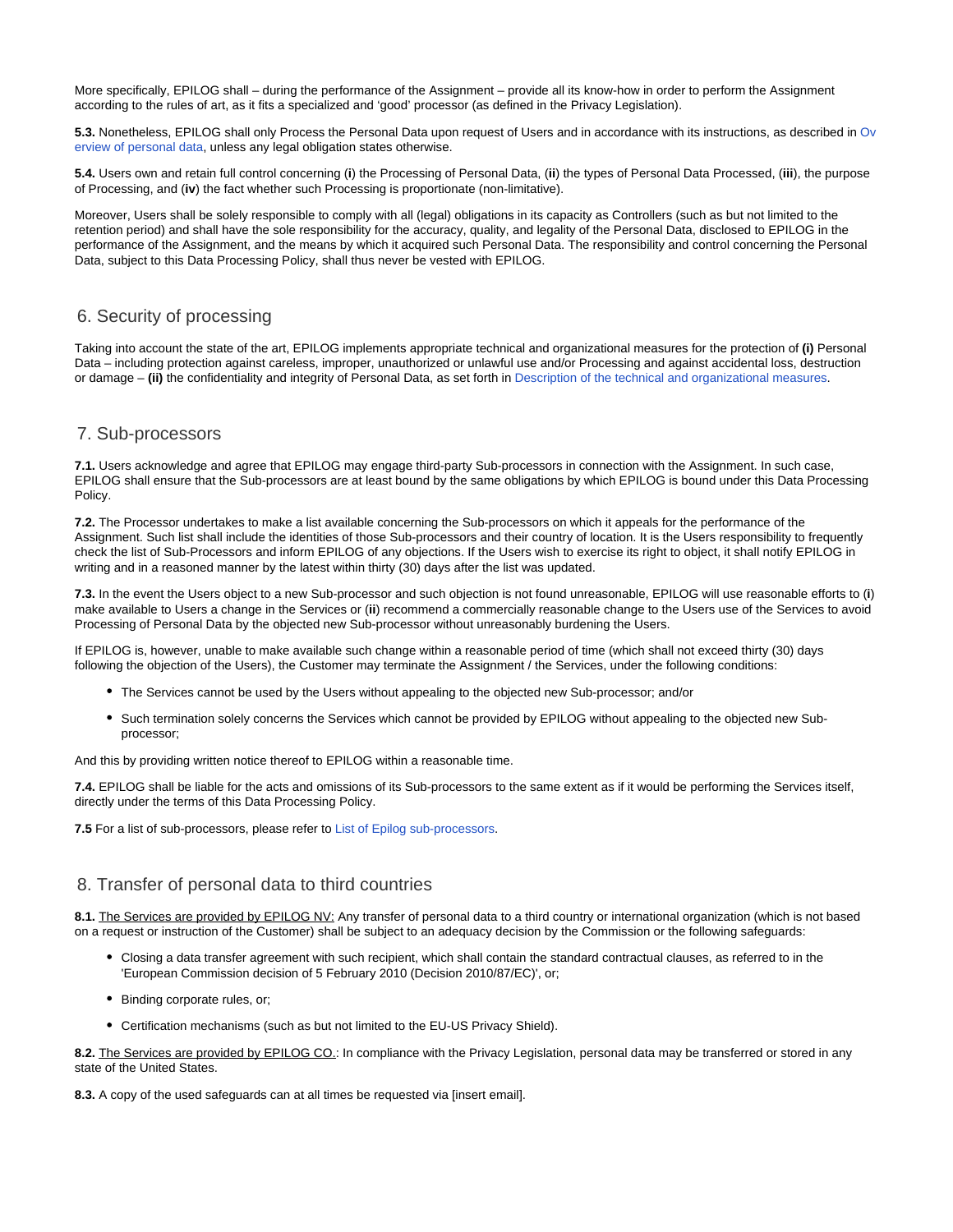More specifically, EPILOG shall – during the performance of the Assignment – provide all its know-how in order to perform the Assignment according to the rules of art, as it fits a specialized and 'good' processor (as defined in the Privacy Legislation).

**5.3.** Nonetheless, EPILOG shall only Process the Personal Data upon request of Users and in accordance with its instructions, as described in Overview of personal data, unless any legal obligation states otherwise.

**5.4.** Users own and retain full control concerning (**i**) the Processing of Personal Data, (**ii**) the types of Personal Data Processed, (**iii**), the purpose of Processing, and (**iv**) the fact whether such Processing is proportionate (non-limitative).

Moreover, Users shall be solely responsible to comply with all (legal) obligations in its capacity as Controllers (such as but not limited to the retention period) and shall have the sole responsibility for the accuracy, quality, and legality of the Personal Data, disclosed to EPILOG in the performance of the Assignment, and the means by which it acquired such Personal Data. The responsibility and control concerning the Personal Data, subject to this Data Processing Policy, shall thus never be vested with EPILOG.

## 6. Security of processing

Taking into account the state of the art, EPILOG implements appropriate technical and organizational measures for the protection of **(i)** Personal Data – including protection against careless, improper, unauthorized or unlawful use and/or Processing and against accidental loss, destruction or damage – **(ii)** the confidentiality and integrity of Personal Data, as set forth in Description of the technical and organizational measures.

## 7. Sub-processors

**7.1.** Users acknowledge and agree that EPILOG may engage third-party Sub-processors in connection with the Assignment. In such case, EPILOG shall ensure that the Sub-processors are at least bound by the same obligations by which EPILOG is bound under this Data Processing Policy.

**7.2.** The Processor undertakes to make a list available concerning the Sub-processors on which it appeals for the performance of the Assignment. Such list shall include the identities of those Sub-processors and their country of location. It is the Users responsibility to frequently check the list of Sub-Processors and inform EPILOG of any objections. If the Users wish to exercise its right to object, it shall notify EPILOG in writing and in a reasoned manner by the latest within thirty (30) days after the list was updated.

**7.3.** In the event the Users object to a new Sub-processor and such objection is not found unreasonable, EPILOG will use reasonable efforts to (**i**) make available to Users a change in the Services or (**ii**) recommend a commercially reasonable change to the Users use of the Services to avoid Processing of Personal Data by the objected new Sub-processor without unreasonably burdening the Users.

If EPILOG is, however, unable to make available such change within a reasonable period of time (which shall not exceed thirty (30) days following the objection of the Users), the Customer may terminate the Assignment / the Services, under the following conditions:

- The Services cannot be used by the Users without appealing to the objected new Sub-processor; and/or
- Such termination solely concerns the Services which cannot be provided by EPILOG without appealing to the objected new Sub-processor;

And this by providing written notice thereof to EPILOG within a reasonable time.

**7.4.** EPILOG shall be liable for the acts and omissions of its Sub-processors to the same extent as if it would be performing the Services itself, directly under the terms of this Data Processing Policy.

**7.5** For a list of sub-processors, please refer to List of Epilog sub-processors.

## 8. Transfer of personal data to third countries

**8.1.** <u>The Services are provided by EPILOG NV:</u> Any transfer of personal data to a third country or international organization (which is not based on a request or instruction of the Customer) shall be subject to an adequacy decision by the Commission or the following safeguards:

- Closing a data transfer agreement with such recipient, which shall contain the standard contractual clauses, as referred to in the 'European Commission decision of 5 February 2010 (Decision 2010/87/EC)', or;
- Binding corporate rules, or;
- Certification mechanisms (such as but not limited to the EU-US Privacy Shield).

**8.2.** <u>The Services are provided by EPILOG CO.</u>: In compliance with the Privacy Legislation, personal data may be transferred or stored in any state of the United States.

**8.3.** A copy of the used safeguards can at all times be requested via [insert email].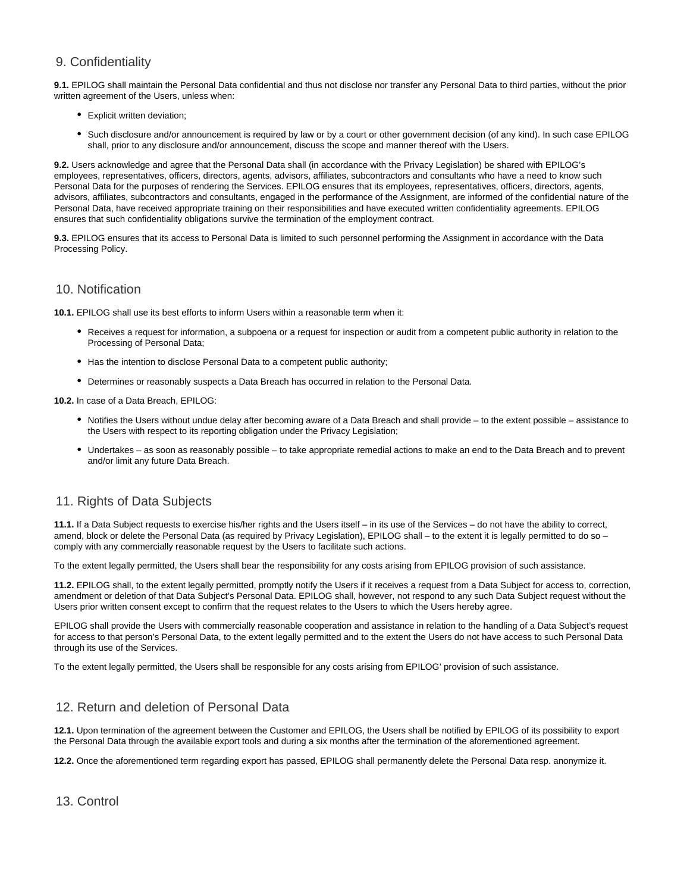## 9. Confidentiality

**9.1.** EPILOG shall maintain the Personal Data confidential and thus not disclose nor transfer any Personal Data to third parties, without the prior written agreement of the Users, unless when:

- Explicit written deviation;
- Such disclosure and/or announcement is required by law or by a court or other government decision (of any kind). In such case EPILOG shall, prior to any disclosure and/or announcement, discuss the scope and manner thereof with the Users.

**9.2.** Users acknowledge and agree that the Personal Data shall (in accordance with the Privacy Legislation) be shared with EPILOG's employees, representatives, officers, directors, agents, advisors, affiliates, subcontractors and consultants who have a need to know such Personal Data for the purposes of rendering the Services. EPILOG ensures that its employees, representatives, officers, directors, agents, advisors, affiliates, subcontractors and consultants, engaged in the performance of the Assignment, are informed of the confidential nature of the Personal Data, have received appropriate training on their responsibilities and have executed written confidentiality agreements. EPILOG ensures that such confidentiality obligations survive the termination of the employment contract.

**9.3.** EPILOG ensures that its access to Personal Data is limited to such personnel performing the Assignment in accordance with the Data Processing Policy.

## 10. Notification

**10.1.** EPILOG shall use its best efforts to inform Users within a reasonable term when it:

- Receives a request for information, a subpoena or a request for inspection or audit from a competent public authority in relation to the Processing of Personal Data;
- Has the intention to disclose Personal Data to a competent public authority;
- Determines or reasonably suspects a Data Breach has occurred in relation to the Personal Data.

**10.2.** In case of a Data Breach, EPILOG:

- Notifies the Users without undue delay after becoming aware of a Data Breach and shall provide – to the extent possible – assistance to the Users with respect to its reporting obligation under the Privacy Legislation;
- Undertakes – as soon as reasonably possible – to take appropriate remedial actions to make an end to the Data Breach and to prevent and/or limit any future Data Breach.

## 11. Rights of Data Subjects

**11.1.** If a Data Subject requests to exercise his/her rights and the Users itself – in its use of the Services – do not have the ability to correct, amend, block or delete the Personal Data (as required by Privacy Legislation), EPILOG shall – to the extent it is legally permitted to do so – comply with any commercially reasonable request by the Users to facilitate such actions.

To the extent legally permitted, the Users shall bear the responsibility for any costs arising from EPILOG provision of such assistance.

**11.2.** EPILOG shall, to the extent legally permitted, promptly notify the Users if it receives a request from a Data Subject for access to, correction, amendment or deletion of that Data Subject's Personal Data. EPILOG shall, however, not respond to any such Data Subject request without the Users prior written consent except to confirm that the request relates to the Users to which the Users hereby agree.

EPILOG shall provide the Users with commercially reasonable cooperation and assistance in relation to the handling of a Data Subject's request for access to that person's Personal Data, to the extent legally permitted and to the extent the Users do not have access to such Personal Data through its use of the Services.

To the extent legally permitted, the Users shall be responsible for any costs arising from EPILOG' provision of such assistance.

## 12. Return and deletion of Personal Data

**12.1.** Upon termination of the agreement between the Customer and EPILOG, the Users shall be notified by EPILOG of its possibility to export the Personal Data through the available export tools and during a six months after the termination of the aforementioned agreement.

**12.2.** Once the aforementioned term regarding export has passed, EPILOG shall permanently delete the Personal Data resp. anonymize it.

## 13. Control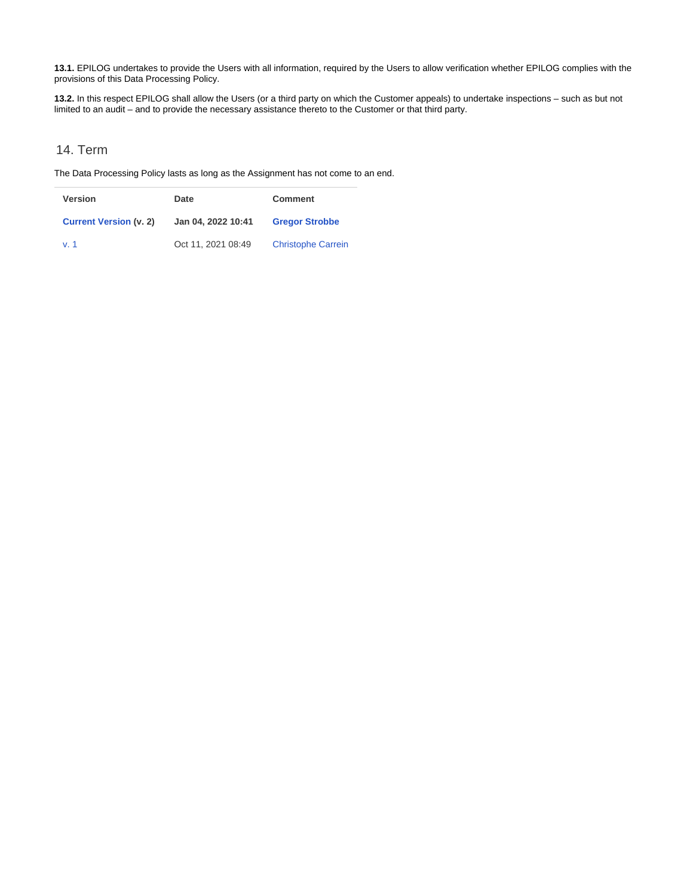**13.1.** EPILOG undertakes to provide the Users with all information, required by the Users to allow verification whether EPILOG complies with the provisions of this Data Processing Policy.

**13.2.** In this respect EPILOG shall allow the Users (or a third party on which the Customer appeals) to undertake inspections – such as but not limited to an audit – and to provide the necessary assistance thereto to the Customer or that third party.

## 14. Term

The Data Processing Policy lasts as long as the Assignment has not come to an end.

| Version | Date | Comment |
|---|---|---|
| **Current Version (v. 2)** | **Jan 04, 2022 10:41** | **Gregor Strobbe** |
| v. 1 | Oct 11, 2021 08:49 | Christophe Carrein |